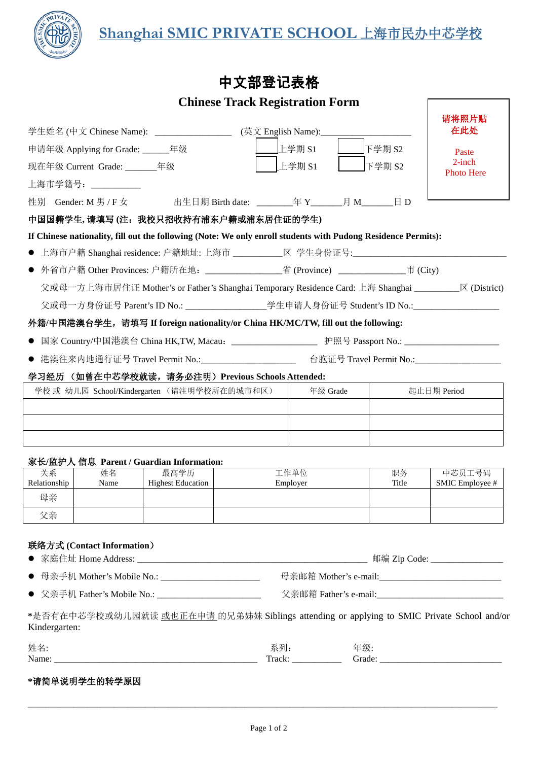# Shanghai SMIC PRIVATE SCHOOL 上海市民办中芯学校

## 中文部登记表格

## Chinese Track Registration Form

请将照片贴在此处

Paste 2-inch Photo Here

学生姓名 (中文 Chinese Name): ________________ (英文 English Name):____________________

申请年级 Applying for Grade: ______年级 ☐上学期 S1 ☐下学期 S2

现在年级 Current Grade: _______年级 ☐上学期 S1 ☐下学期 S2

上海市学籍号：___________

性别 Gender: M 男 / F 女 出生日期 Birth date: ________年 Y_______月 M_______日 D

**中国国籍学生, 请填写 (注：我校只招收持有浦东户籍或浦东居住证的学生)**

**If Chinese nationality, fill out the following (Note: We only enroll students with Pudong Residence Permits):**

- 上海市户籍 Shanghai residence: 户籍地址: 上海市 ___________区 学生身份证号:___________________________________
- 外省市户籍 Other Provinces: 户籍所在地：________________省 (Province) _______________市 (City)

  父或母一方上海市居住证 Mother's or Father's Shanghai Temporary Residence Card: 上海 Shanghai __________区 (District)

  父或母一方身份证号 Parent's ID No.: _________________学生申请人身份证号 Student's ID No.:___________________

**外籍/中国港澳台学生，请填写 If foreign nationality/or China HK/MC/TW, fill out the following:**

- 国家 Country/中国港澳台 China HK,TW, Macau：__________________ 护照号 Passport No.: _____________________
- 港澳往来内地通行证号 Travel Permit No.:_____________________ 台胞证号 Travel Permit No.:___________________

**学习经历 （如曾在中芯学校就读，请务必注明）Previous Schools Attended:**

| 学校 或 幼儿园 School/Kindergarten （请注明学校所在的城市和区） | 年级 Grade | 起止日期 Period |
|---|---|---|
| | | |
| | | |
| | | |

**家长/监护人 信息 Parent / Guardian Information:**

| 关系 Relationship | 姓名 Name | 最高学历 Highest Education | 工作单位 Employer | 职务 Title | 中芯员工号码 SMIC Employee # |
|---|---|---|---|---|---|
| 母亲 | | | | | |
| 父亲 | | | | | |

**联络方式 (Contact Information)**

- 家庭住址 Home Address: ___________________________________________________ 邮编 Zip Code: _______________
- 母亲手机 Mother's Mobile No.: ______________________ 母亲邮箱 Mother's e-mail:____________________________
- 父亲手机 Father's Mobile No.: ______________________ 父亲邮箱 Father's e-mail:____________________________

*是否有在中芯学校或幼儿园就读 或也正在申请 的兄弟姊妹 Siblings attending or applying to SMIC Private School and/or Kindergarten:

姓名: Name: _____________________________________________ 系列: Track: ___________ 年级: Grade: ___________________________

**\*请简单说明学生的转学原因**

_____________________________________________________________________________________________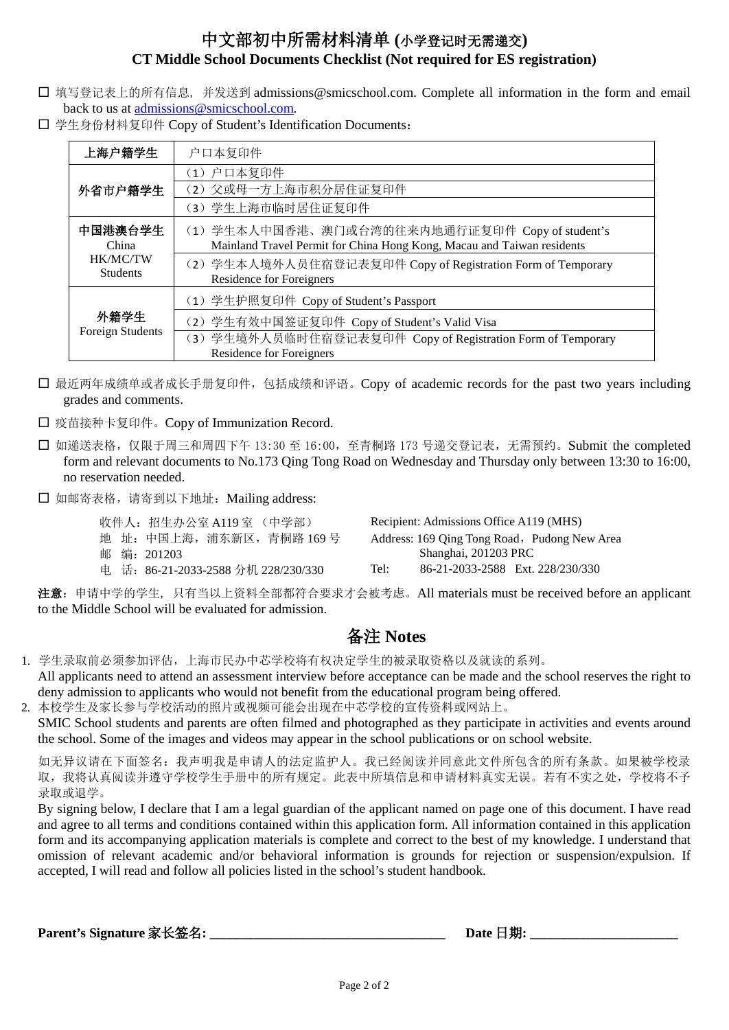# 中文部初中所需材料清单 (小学登记时无需递交)
## CT Middle School Documents Checklist (Not required for ES registration)

- ☐ 填写登记表上的所有信息，并发送到 admissions@smicschool.com. Complete all information in the form and email back to us at admissions@smicschool.com.
- ☐ 学生身份材料复印件 Copy of Student's Identification Documents：

| | |
|---|---|
| **上海户籍学生** | 户口本复印件 |
| **外省市户籍学生** | （1）户口本复印件 |
| | （2）父母一方上海市积分居住证复印件 |
| | （3）学生上海市临时居住证复印件 |
| **中国港澳台学生** China HK/MC/TW Students | （1）学生本人中国香港、澳门或台湾的往来内地通行证复印件 Copy of student's Mainland Travel Permit for China Hong Kong, Macau and Taiwan residents |
| | （2）学生本人境外人员住宿登记表复印件 Copy of Registration Form of Temporary Residence for Foreigners |
| **外籍学生** Foreign Students | （1）学生护照复印件 Copy of Student's Passport |
| | （2）学生有效中国签证复印件 Copy of Student's Valid Visa |
| | （3）学生境外人员临时住宿登记表复印件 Copy of Registration Form of Temporary Residence for Foreigners |

- ☐ 最近两年成绩单或者成长手册复印件，包括成绩和评语。Copy of academic records for the past two years including grades and comments.
- ☐ 疫苗接种卡复印件。Copy of Immunization Record.
- ☐ 如递送表格，仅限于周三和周四下午 13:30 至 16:00，至青桐路 173 号递交登记表，无需预约。Submit the completed form and relevant documents to No.173 Qing Tong Road on Wednesday and Thursday only between 13:30 to 16:00, no reservation needed.
- ☐ 如邮寄表格，请寄到以下地址：Mailing address:

收件人：招生办公室 A119 室 （中学部）
地 址：中国上海，浦东新区，青桐路 169 号
邮 编：201203
电 话：86-21-2033-2588 分机 228/230/330

Recipient: Admissions Office A119 (MHS)
Address: 169 Qing Tong Road，Pudong New Area
Shanghai, 201203 PRC
Tel: 86-21-2033-2588 Ext. 228/230/330

**注意**：申请中学的学生，只有当以上资料全部都符合要求才会被考虑。All materials must be received before an applicant to the Middle School will be evaluated for admission.

## 备注 Notes

1. 学生录取前必须参加评估，上海市民办中芯学校将有权决定学生的被录取资格以及就读的系列。
   All applicants need to attend an assessment interview before acceptance can be made and the school reserves the right to deny admission to applicants who would not benefit from the educational program being offered.
2. 本校学生及家长参与学校活动的照片或视频可能会出现在中芯学校的宣传资料或网站上。
   SMIC School students and parents are often filmed and photographed as they participate in activities and events around the school. Some of the images and videos may appear in the school publications or on school website.

如无异议请在下面签名：我声明我是申请人的法定监护人。我已经阅读并同意此文件所包含的所有条款。如果被学校录取，我将认真阅读并遵守学校学生手册中的所有规定。此表中所填信息和申请材料真实无误。若有不实之处，学校将不予录取或退学。

By signing below, I declare that I am a legal guardian of the applicant named on page one of this document. I have read and agree to all terms and conditions contained within this application form. All information contained in this application form and its accompanying application materials is complete and correct to the best of my knowledge. I understand that omission of relevant academic and/or behavioral information is grounds for rejection or suspension/expulsion. If accepted, I will read and follow all policies listed in the school's student handbook.

**Parent's Signature 家长签名: ________________________________** **Date 日期: ____________________**